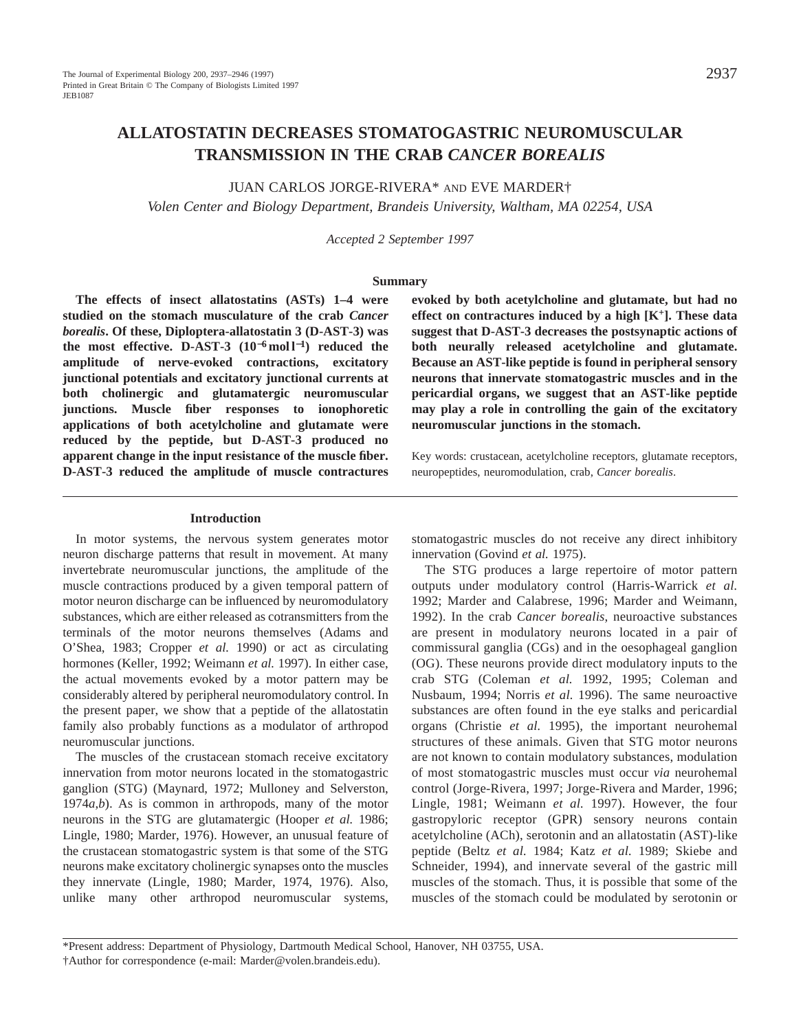# ALLATOSTATIN DECREASES STOMATOGASTRIC NEUROMUSCULAR TRANSMISSION IN THE CRAB *CANCER BOREALIS*

JUAN CARLOS JORGE-RIVERA* AND EVE MARDER†

*Volen Center and Biology Department, Brandeis University, Waltham, MA 02254, USA*

*Accepted 2 September 1997*

## Summary

**The effects of insect allatostatins (ASTs) 1–4 were studied on the stomach musculature of the crab *Cancer borealis*. Of these, Diploptera-allatostatin 3 (D-AST-3) was the most effective. D-AST-3 ($10^{-6}$ mol l$^{-1}$) reduced the amplitude of nerve-evoked contractions, excitatory junctional potentials and excitatory junctional currents at both cholinergic and glutamatergic neuromuscular junctions. Muscle fiber responses to ionophoretic applications of both acetylcholine and glutamate were reduced by the peptide, but D-AST-3 produced no apparent change in the input resistance of the muscle fiber. D-AST-3 reduced the amplitude of muscle contractures evoked by both acetylcholine and glutamate, but had no effect on contractures induced by a high [K$^+$]. These data suggest that D-AST-3 decreases the postsynaptic actions of both neurally released acetylcholine and glutamate. Because an AST-like peptide is found in peripheral sensory neurons that innervate stomatogastric muscles and in the pericardial organs, we suggest that an AST-like peptide may play a role in controlling the gain of the excitatory neuromuscular junctions in the stomach.**

Key words: crustacean, acetylcholine receptors, glutamate receptors, neuropeptides, neuromodulation, crab, *Cancer borealis*.

## Introduction

In motor systems, the nervous system generates motor neuron discharge patterns that result in movement. At many invertebrate neuromuscular junctions, the amplitude of the muscle contractions produced by a given temporal pattern of motor neuron discharge can be influenced by neuromodulatory substances, which are either released as cotransmitters from the terminals of the motor neurons themselves (Adams and O'Shea, 1983; Cropper *et al.* 1990) or act as circulating hormones (Keller, 1992; Weimann *et al.* 1997). In either case, the actual movements evoked by a motor pattern may be considerably altered by peripheral neuromodulatory control. In the present paper, we show that a peptide of the allatostatin family also probably functions as a modulator of arthropod neuromuscular junctions.

The muscles of the crustacean stomach receive excitatory innervation from motor neurons located in the stomatogastric ganglion (STG) (Maynard, 1972; Mulloney and Selverston, 1974*a*,*b*). As is common in arthropods, many of the motor neurons in the STG are glutamatergic (Hooper *et al.* 1986; Lingle, 1980; Marder, 1976). However, an unusual feature of the crustacean stomatogastric system is that some of the STG neurons make excitatory cholinergic synapses onto the muscles they innervate (Lingle, 1980; Marder, 1974, 1976). Also, unlike many other arthropod neuromuscular systems, stomatogastric muscles do not receive any direct inhibitory innervation (Govind *et al.* 1975).

The STG produces a large repertoire of motor pattern outputs under modulatory control (Harris-Warrick *et al.* 1992; Marder and Calabrese, 1996; Marder and Weimann, 1992). In the crab *Cancer borealis*, neuroactive substances are present in modulatory neurons located in a pair of commissural ganglia (CGs) and in the oesophageal ganglion (OG). These neurons provide direct modulatory inputs to the crab STG (Coleman *et al.* 1992, 1995; Coleman and Nusbaum, 1994; Norris *et al.* 1996). The same neuroactive substances are often found in the eye stalks and pericardial organs (Christie *et al.* 1995), the important neurohemal structures of these animals. Given that STG motor neurons are not known to contain modulatory substances, modulation of most stomatogastric muscles must occur *via* neurohemal control (Jorge-Rivera, 1997; Jorge-Rivera and Marder, 1996; Lingle, 1981; Weimann *et al.* 1997). However, the four gastropyloric receptor (GPR) sensory neurons contain acetylcholine (ACh), serotonin and an allatostatin (AST)-like peptide (Beltz *et al.* 1984; Katz *et al.* 1989; Skiebe and Schneider, 1994), and innervate several of the gastric mill muscles of the stomach. Thus, it is possible that some of the muscles of the stomach could be modulated by serotonin or

*Present address: Department of Physiology, Dartmouth Medical School, Hanover, NH 03755, USA.
†Author for correspondence (e-mail: Marder@volen.brandeis.edu).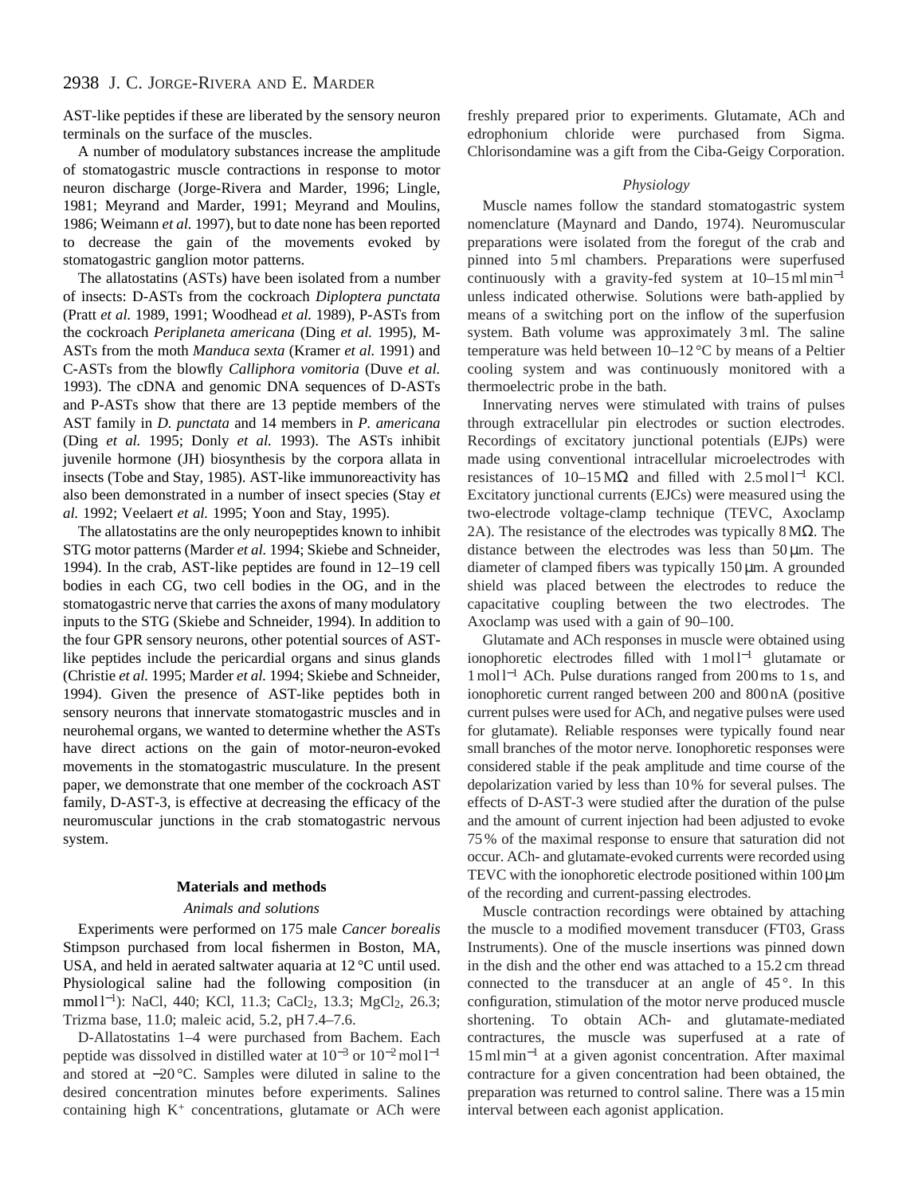AST-like peptides if these are liberated by the sensory neuron terminals on the surface of the muscles.

A number of modulatory substances increase the amplitude of stomatogastric muscle contractions in response to motor neuron discharge (Jorge-Rivera and Marder, 1996; Lingle, 1981; Meyrand and Marder, 1991; Meyrand and Moulins, 1986; Weimann *et al.* 1997), but to date none has been reported to decrease the gain of the movements evoked by stomatogastric ganglion motor patterns.

The allatostatins (ASTs) have been isolated from a number of insects: D-ASTs from the cockroach *Diploptera punctata* (Pratt *et al.* 1989, 1991; Woodhead *et al.* 1989), P-ASTs from the cockroach *Periplaneta americana* (Ding *et al.* 1995), M-ASTs from the moth *Manduca sexta* (Kramer *et al.* 1991) and C-ASTs from the blowfly *Calliphora vomitoria* (Duve *et al.* 1993). The cDNA and genomic DNA sequences of D-ASTs and P-ASTs show that there are 13 peptide members of the AST family in *D. punctata* and 14 members in *P. americana* (Ding *et al.* 1995; Donly *et al.* 1993). The ASTs inhibit juvenile hormone (JH) biosynthesis by the corpora allata in insects (Tobe and Stay, 1985). AST-like immunoreactivity has also been demonstrated in a number of insect species (Stay *et al.* 1992; Veelaert *et al.* 1995; Yoon and Stay, 1995).

The allatostatins are the only neuropeptides known to inhibit STG motor patterns (Marder *et al.* 1994; Skiebe and Schneider, 1994). In the crab, AST-like peptides are found in 12–19 cell bodies in each CG, two cell bodies in the OG, and in the stomatogastric nerve that carries the axons of many modulatory inputs to the STG (Skiebe and Schneider, 1994). In addition to the four GPR sensory neurons, other potential sources of AST-like peptides include the pericardial organs and sinus glands (Christie *et al.* 1995; Marder *et al.* 1994; Skiebe and Schneider, 1994). Given the presence of AST-like peptides both in sensory neurons that innervate stomatogastric muscles and in neurohemal organs, we wanted to determine whether the ASTs have direct actions on the gain of motor-neuron-evoked movements in the stomatogastric musculature. In the present paper, we demonstrate that one member of the cockroach AST family, D-AST-3, is effective at decreasing the efficacy of the neuromuscular junctions in the crab stomatogastric nervous system.

## Materials and methods

### *Animals and solutions*

Experiments were performed on 175 male *Cancer borealis* Stimpson purchased from local fishermen in Boston, MA, USA, and held in aerated saltwater aquaria at 12 °C until used. Physiological saline had the following composition (in $\mathrm{mmol\,l^{-1}}$): NaCl, 440; KCl, 11.3; $CaCl_2$, 13.3; $MgCl_2$, 26.3; Trizma base, 11.0; maleic acid, 5.2, pH 7.4–7.6.

D-Allatostatins 1–4 were purchased from Bachem. Each peptide was dissolved in distilled water at $10^{-3}$ or $10^{-2}\,\mathrm{mol\,l^{-1}}$ and stored at −20 °C. Samples were diluted in saline to the desired concentration minutes before experiments. Salines containing high $K^+$ concentrations, glutamate or ACh were freshly prepared prior to experiments. Glutamate, ACh and edrophonium chloride were purchased from Sigma. Chlorisondamine was a gift from the Ciba-Geigy Corporation.

### *Physiology*

Muscle names follow the standard stomatogastric system nomenclature (Maynard and Dando, 1974). Neuromuscular preparations were isolated from the foregut of the crab and pinned into 5 ml chambers. Preparations were superfused continuously with a gravity-fed system at 10–15 $\mathrm{ml\,min^{-1}}$ unless indicated otherwise. Solutions were bath-applied by means of a switching port on the inflow of the superfusion system. Bath volume was approximately 3 ml. The saline temperature was held between 10–12 °C by means of a Peltier cooling system and was continuously monitored with a thermoelectric probe in the bath.

Innervating nerves were stimulated with trains of pulses through extracellular pin electrodes or suction electrodes. Recordings of excitatory junctional potentials (EJPs) were made using conventional intracellular microelectrodes with resistances of 10–15 MΩ and filled with 2.5 $\mathrm{mol\,l^{-1}}$ KCl. Excitatory junctional currents (EJCs) were measured using the two-electrode voltage-clamp technique (TEVC, Axoclamp 2A). The resistance of the electrodes was typically 8 MΩ. The distance between the electrodes was less than 50 μm. The diameter of clamped fibers was typically 150 μm. A grounded shield was placed between the electrodes to reduce the capacitative coupling between the two electrodes. The Axoclamp was used with a gain of 90–100.

Glutamate and ACh responses in muscle were obtained using ionophoretic electrodes filled with 1 $\mathrm{mol\,l^{-1}}$ glutamate or 1 $\mathrm{mol\,l^{-1}}$ ACh. Pulse durations ranged from 200 ms to 1 s, and ionophoretic current ranged between 200 and 800 nA (positive current pulses were used for ACh, and negative pulses were used for glutamate). Reliable responses were typically found near small branches of the motor nerve. Ionophoretic responses were considered stable if the peak amplitude and time course of the depolarization varied by less than 10 % for several pulses. The effects of D-AST-3 were studied after the duration of the pulse and the amount of current injection had been adjusted to evoke 75 % of the maximal response to ensure that saturation did not occur. ACh- and glutamate-evoked currents were recorded using TEVC with the ionophoretic electrode positioned within 100 μm of the recording and current-passing electrodes.

Muscle contraction recordings were obtained by attaching the muscle to a modified movement transducer (FT03, Grass Instruments). One of the muscle insertions was pinned down in the dish and the other end was attached to a 15.2 cm thread connected to the transducer at an angle of 45 °. In this configuration, stimulation of the motor nerve produced muscle shortening. To obtain ACh- and glutamate-mediated contractures, the muscle was superfused at a rate of 15 $\mathrm{ml\,min^{-1}}$ at a given agonist concentration. After maximal contracture for a given concentration had been obtained, the preparation was returned to control saline. There was a 15 min interval between each agonist application.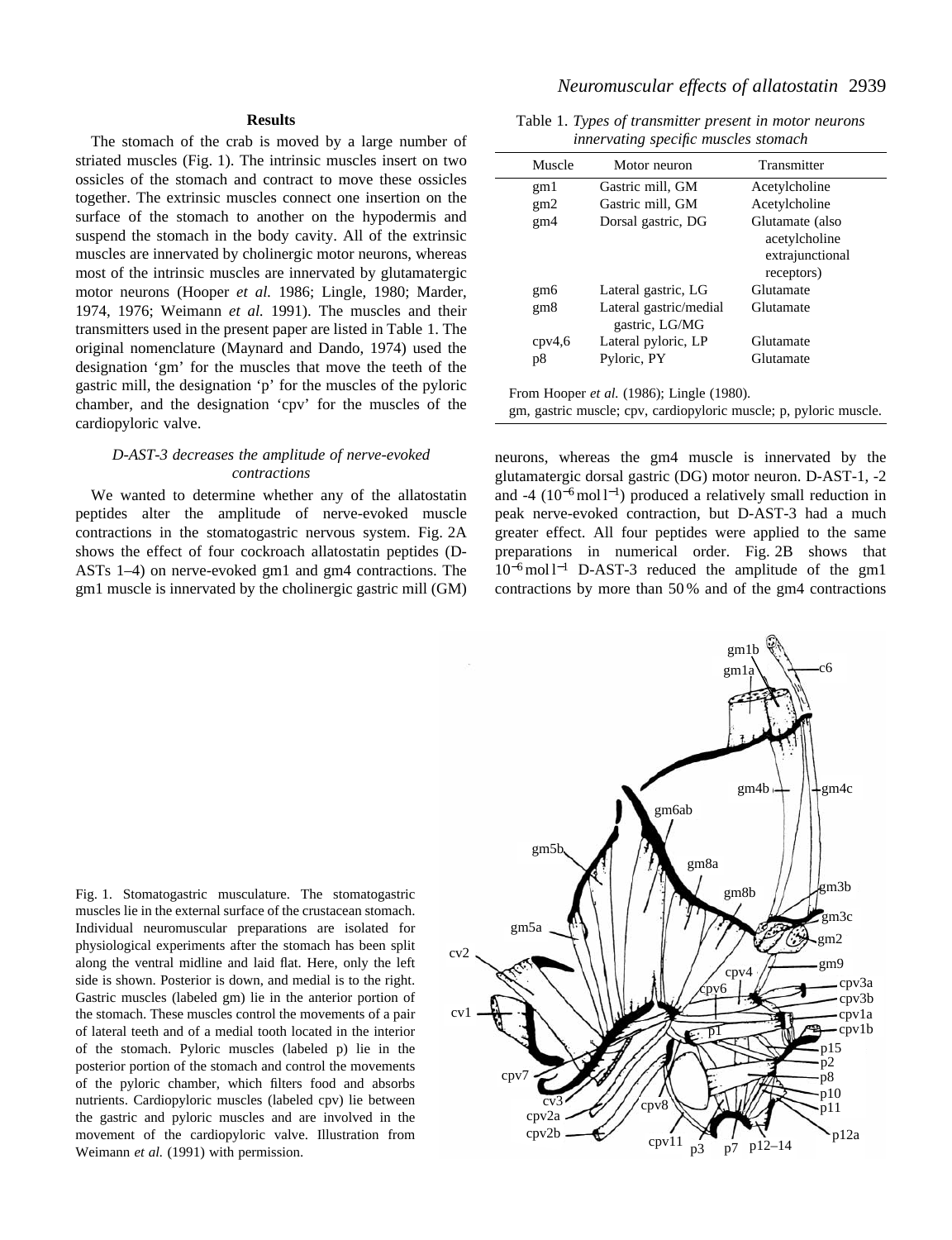## Results

The stomach of the crab is moved by a large number of striated muscles (Fig. 1). The intrinsic muscles insert on two ossicles of the stomach and contract to move these ossicles together. The extrinsic muscles connect one insertion on the surface of the stomach to another on the hypodermis and suspend the stomach in the body cavity. All of the extrinsic muscles are innervated by cholinergic motor neurons, whereas most of the intrinsic muscles are innervated by glutamatergic motor neurons (Hooper *et al.* 1986; Lingle, 1980; Marder, 1974, 1976; Weimann *et al.* 1991). The muscles and their transmitters used in the present paper are listed in Table 1. The original nomenclature (Maynard and Dando, 1974) used the designation 'gm' for the muscles that move the teeth of the gastric mill, the designation 'p' for the muscles of the pyloric chamber, and the designation 'cpv' for the muscles of the cardiopyloric valve.

Table 1. *Types of transmitter present in motor neurons innervating specific muscles stomach*

| Muscle | Motor neuron | Transmitter |
|---|---|---|
| gm1 | Gastric mill, GM | Acetylcholine |
| gm2 | Gastric mill, GM | Acetylcholine |
| gm4 | Dorsal gastric, DG | Glutamate (also acetylcholine extrajunctional receptors) |
| gm6 | Lateral gastric, LG | Glutamate |
| gm8 | Lateral gastric/medial gastric, LG/MG | Glutamate |
| cpv4,6 | Lateral pyloric, LP | Glutamate |
| p8 | Pyloric, PY | Glutamate |

From Hooper *et al.* (1986); Lingle (1980).
gm, gastric muscle; cpv, cardiopyloric muscle; p, pyloric muscle.

### *D-AST-3 decreases the amplitude of nerve-evoked contractions*

We wanted to determine whether any of the allatostatin peptides alter the amplitude of nerve-evoked muscle contractions in the stomatogastric nervous system. Fig. 2A shows the effect of four cockroach allatostatin peptides (D-ASTs 1–4) on nerve-evoked gm1 and gm4 contractions. The gm1 muscle is innervated by the cholinergic gastric mill (GM) neurons, whereas the gm4 muscle is innervated by the glutamatergic dorsal gastric (DG) motor neuron. D-AST-1, -2 and -4 ($10^{-6}$ mol l$^{-1}$) produced a relatively small reduction in peak nerve-evoked contraction, but D-AST-3 had a much greater effect. All four peptides were applied to the same preparations in numerical order. Fig. 2B shows that $10^{-6}$ mol l$^{-1}$ D-AST-3 reduced the amplitude of the gm1 contractions by more than 50 % and of the gm4 contractions

Fig. 1. Stomatogastric musculature. The stomatogastric muscles lie in the external surface of the crustacean stomach. Individual neuromuscular preparations are isolated for physiological experiments after the stomach has been split along the ventral midline and laid flat. Here, only the left side is shown. Posterior is down, and medial is to the right. Gastric muscles (labeled gm) lie in the anterior portion of the stomach. These muscles control the movements of a pair of lateral teeth and of a medial tooth located in the interior of the stomach. Pyloric muscles (labeled p) lie in the posterior portion of the stomach and control the movements of the pyloric chamber, which filters food and absorbs nutrients. Cardiopyloric muscles (labeled cpv) lie between the gastric and pyloric muscles and are involved in the movement of the cardiopyloric valve. Illustration from Weimann *et al.* (1991) with permission.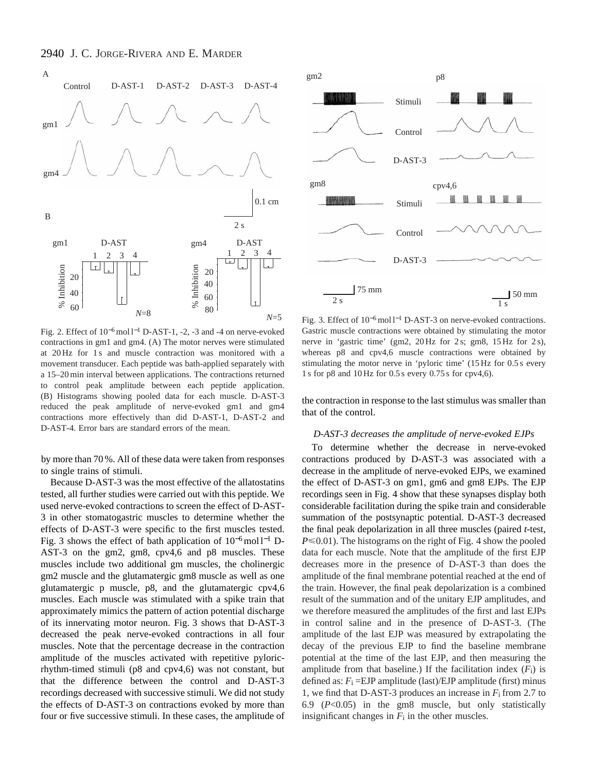Fig. 2. Effect of $10^{-6}$ mol l$^{-1}$ D-AST-1, -2, -3 and -4 on nerve-evoked contractions in gm1 and gm4. (A) The motor nerves were stimulated at 20 Hz for 1 s and muscle contraction was monitored with a movement transducer. Each peptide was bath-applied separately with a 15–20 min interval between applications. The contractions returned to control peak amplitude between each peptide application. (B) Histograms showing pooled data for each muscle. D-AST-3 reduced the peak amplitude of nerve-evoked gm1 and gm4 contractions more effectively than did D-AST-1, D-AST-2 and D-AST-4. Error bars are standard errors of the mean.

by more than 70 %. All of these data were taken from responses to single trains of stimuli.

Because D-AST-3 was the most effective of the allatostatins tested, all further studies were carried out with this peptide. We used nerve-evoked contractions to screen the effect of D-AST-3 in other stomatogastric muscles to determine whether the effects of D-AST-3 were specific to the first muscles tested. Fig. 3 shows the effect of bath application of $10^{-6}$ mol l$^{-1}$ D-AST-3 on the gm2, gm8, cpv4,6 and p8 muscles. These muscles include two additional gm muscles, the cholinergic gm2 muscle and the glutamatergic gm8 muscle as well as one glutamatergic p muscle, p8, and the glutamatergic cpv4,6 muscles. Each muscle was stimulated with a spike train that approximately mimics the pattern of action potential discharge of its innervating motor neuron. Fig. 3 shows that D-AST-3 decreased the peak nerve-evoked contractions in all four muscles. Note that the percentage decrease in the contraction amplitude of the muscles activated with repetitive pyloric-rhythm-timed stimuli (p8 and cpv4,6) was not constant, but that the difference between the control and D-AST-3 recordings decreased with successive stimuli. We did not study the effects of D-AST-3 on contractions evoked by more than four or five successive stimuli. In these cases, the amplitude of the contraction in response to the last stimulus was smaller than that of the control.

Fig. 3. Effect of $10^{-6}$ mol l$^{-1}$ D-AST-3 on nerve-evoked contractions. Gastric muscle contractions were obtained by stimulating the motor nerve in 'gastric time' (gm2, 20 Hz for 2 s; gm8, 15 Hz for 2 s), whereas p8 and cpv4,6 muscle contractions were obtained by stimulating the motor nerve in 'pyloric time' (15 Hz for 0.5 s every 1 s for p8 and 10 Hz for 0.5 s every 0.75 s for cpv4,6).

### *D-AST-3 decreases the amplitude of nerve-evoked EJPs*

To determine whether the decrease in nerve-evoked contractions produced by D-AST-3 was associated with a decrease in the amplitude of nerve-evoked EJPs, we examined the effect of D-AST-3 on gm1, gm6 and gm8 EJPs. The EJP recordings seen in Fig. 4 show that these synapses display both considerable facilitation during the spike train and considerable summation of the postsynaptic potential. D-AST-3 decreased the final peak depolarization in all three muscles (paired *t*-test, $P \leqslant 0.01$). The histograms on the right of Fig. 4 show the pooled data for each muscle. Note that the amplitude of the first EJP decreases more in the presence of D-AST-3 than does the amplitude of the final membrane potential reached at the end of the train. However, the final peak depolarization is a combined result of the summation and of the unitary EJP amplitudes, and we therefore measured the amplitudes of the first and last EJPs in control saline and in the presence of D-AST-3. (The amplitude of the last EJP was measured by extrapolating the decay of the previous EJP to find the baseline membrane potential at the time of the last EJP, and then measuring the amplitude from that baseline.) If the facilitation index ($F_i$) is defined as: $F_i$ = EJP amplitude (last)/EJP amplitude (first) minus 1, we find that D-AST-3 produces an increase in $F_i$ from 2.7 to 6.9 ($P<0.05$) in the gm8 muscle, but only statistically insignificant changes in $F_i$ in the other muscles.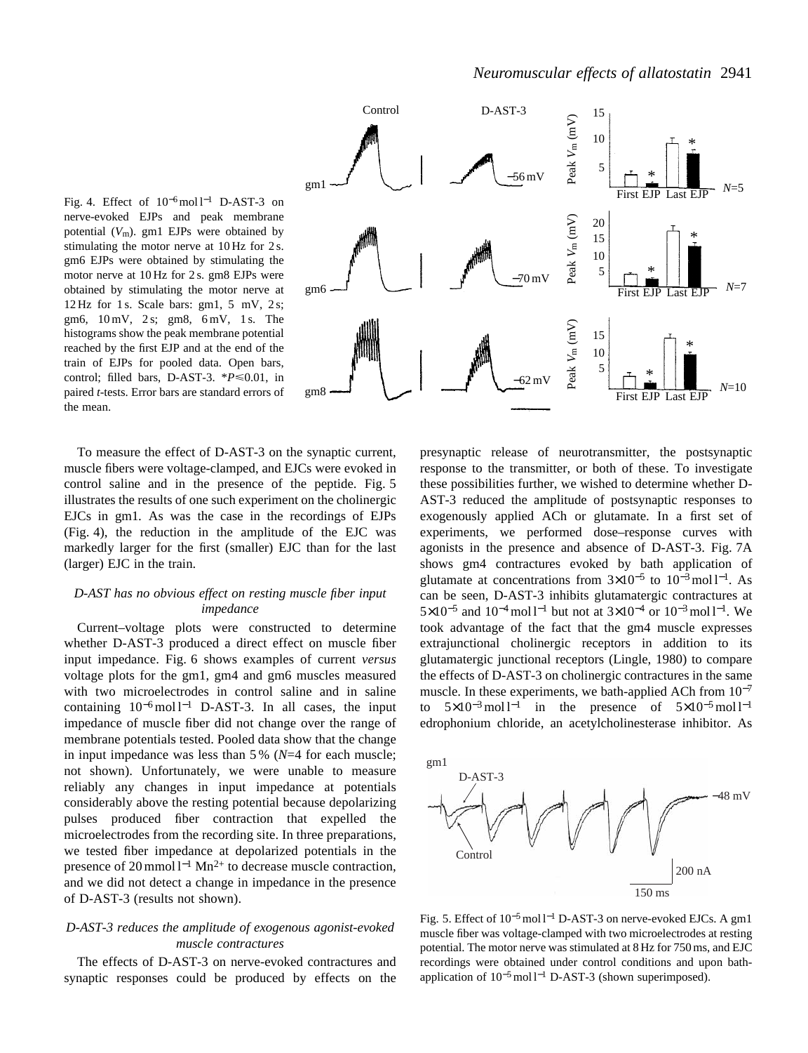Fig. 4. Effect of $10^{-6}$ mol l$^{-1}$ D-AST-3 on nerve-evoked EJPs and peak membrane potential ($V_m$). gm1 EJPs were obtained by stimulating the motor nerve at 10 Hz for 2 s. gm6 EJPs were obtained by stimulating the motor nerve at 10 Hz for 2 s. gm8 EJPs were obtained by stimulating the motor nerve at 12 Hz for 1 s. Scale bars: gm1, 5 mV, 2 s; gm6, 10 mV, 2 s; gm8, 6 mV, 1 s. The histograms show the peak membrane potential reached by the first EJP and at the end of the train of EJPs for pooled data. Open bars, control; filled bars, D-AST-3. *$P \leq 0.01$, in paired $t$-tests. Error bars are standard errors of the mean.

To measure the effect of D-AST-3 on the synaptic current, muscle fibers were voltage-clamped, and EJCs were evoked in control saline and in the presence of the peptide. Fig. 5 illustrates the results of one such experiment on the cholinergic EJCs in gm1. As was the case in the recordings of EJPs (Fig. 4), the reduction in the amplitude of the EJC was markedly larger for the first (smaller) EJC than for the last (larger) EJC in the train.

### *D-AST has no obvious effect on resting muscle fiber input impedance*

Current–voltage plots were constructed to determine whether D-AST-3 produced a direct effect on muscle fiber input impedance. Fig. 6 shows examples of current *versus* voltage plots for the gm1, gm4 and gm6 muscles measured with two microelectrodes in control saline and in saline containing $10^{-6}$ mol l$^{-1}$ D-AST-3. In all cases, the input impedance of muscle fiber did not change over the range of membrane potentials tested. Pooled data show that the change in input impedance was less than 5 % ($N$=4 for each muscle; not shown). Unfortunately, we were unable to measure reliably any changes in input impedance at potentials considerably above the resting potential because depolarizing pulses produced fiber contraction that expelled the microelectrodes from the recording site. In three preparations, we tested fiber impedance at depolarized potentials in the presence of 20 mmol l$^{-1}$ $Mn^{2+}$ to decrease muscle contraction, and we did not detect a change in impedance in the presence of D-AST-3 (results not shown).

### *D-AST-3 reduces the amplitude of exogenous agonist-evoked muscle contractures*

The effects of D-AST-3 on nerve-evoked contractures and synaptic responses could be produced by effects on the presynaptic release of neurotransmitter, the postsynaptic response to the transmitter, or both of these. To investigate these possibilities further, we wished to determine whether D-AST-3 reduced the amplitude of postsynaptic responses to exogenously applied ACh or glutamate. In a first set of experiments, we performed dose–response curves with agonists in the presence and absence of D-AST-3. Fig. 7A shows gm4 contractures evoked by bath application of glutamate at concentrations from $3\times10^{-5}$ to $10^{-3}$ mol l$^{-1}$. As can be seen, D-AST-3 inhibits glutamatergic contractures at $5\times10^{-5}$ and $10^{-4}$ mol l$^{-1}$ but not at $3\times10^{-4}$ or $10^{-3}$ mol l$^{-1}$. We took advantage of the fact that the gm4 muscle expresses extrajunctional cholinergic receptors in addition to its glutamatergic junctional receptors (Lingle, 1980) to compare the effects of D-AST-3 on cholinergic contractures in the same muscle. In these experiments, we bath-applied ACh from $10^{-7}$ to $5\times10^{-3}$ mol l$^{-1}$ in the presence of $5\times10^{-5}$ mol l$^{-1}$ edrophonium chloride, an acetylcholinesterase inhibitor. As

Fig. 5. Effect of $10^{-5}$ mol l$^{-1}$ D-AST-3 on nerve-evoked EJCs. A gm1 muscle fiber was voltage-clamped with two microelectrodes at resting potential. The motor nerve was stimulated at 8 Hz for 750 ms, and EJC recordings were obtained under control conditions and upon bath-application of $10^{-5}$ mol l$^{-1}$ D-AST-3 (shown superimposed).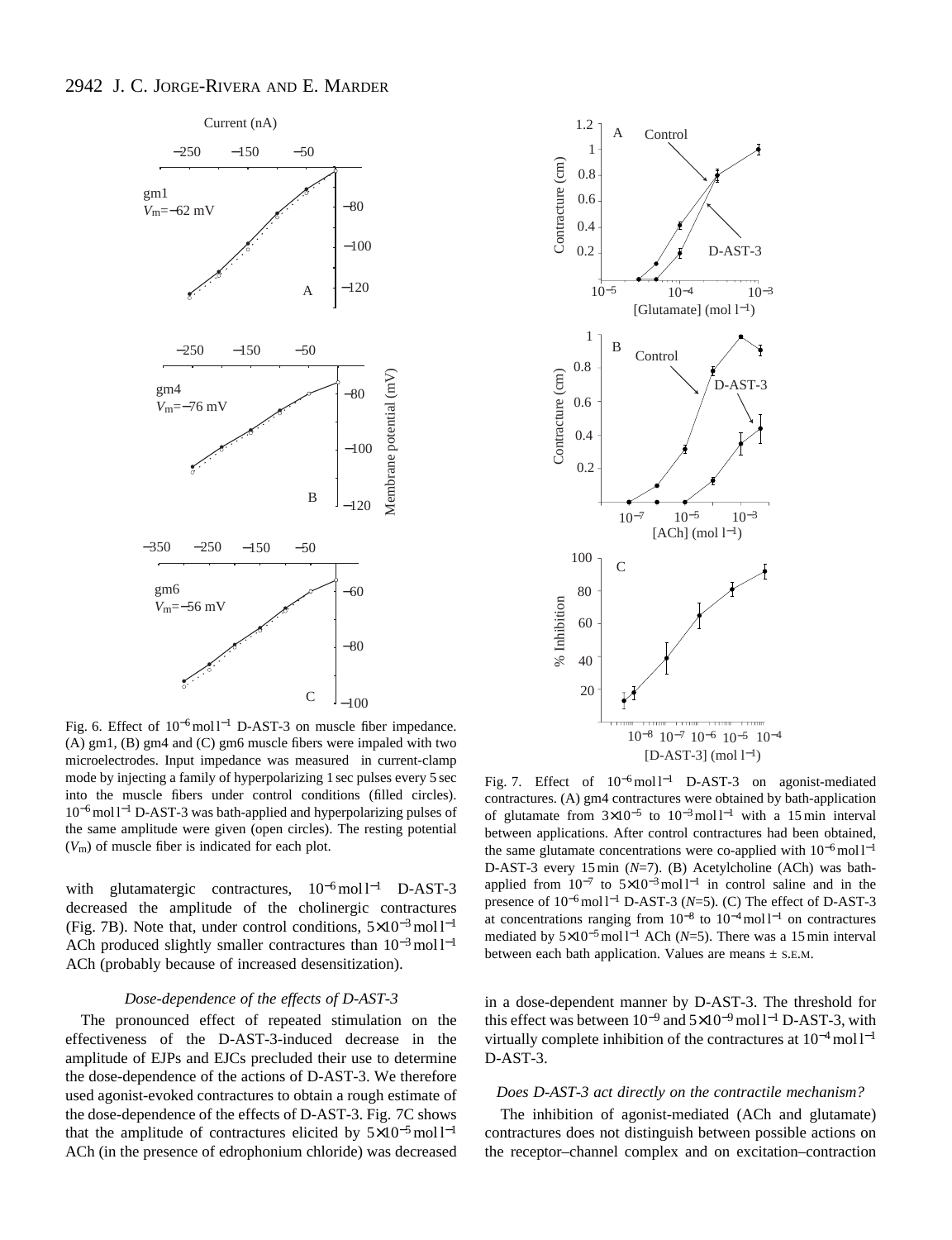Fig. 6. Effect of $10^{-6}$ mol l$^{-1}$ D-AST-3 on muscle fiber impedance. (A) gm1, (B) gm4 and (C) gm6 muscle fibers were impaled with two microelectrodes. Input impedance was measured in current-clamp mode by injecting a family of hyperpolarizing 1 sec pulses every 5 sec into the muscle fibers under control conditions (filled circles). $10^{-6}$ mol l$^{-1}$ D-AST-3 was bath-applied and hyperpolarizing pulses of the same amplitude were given (open circles). The resting potential ($V_m$) of muscle fiber is indicated for each plot.

Fig. 7. Effect of $10^{-6}$ mol l$^{-1}$ D-AST-3 on agonist-mediated contractures. (A) gm4 contractures were obtained by bath-application of glutamate from $3\times10^{-5}$ to $10^{-3}$ mol l$^{-1}$ with a 15 min interval between applications. After control contractures had been obtained, the same glutamate concentrations were co-applied with $10^{-6}$ mol l$^{-1}$ D-AST-3 every 15 min ($N$=7). (B) Acetylcholine (ACh) was bath-applied from $10^{-7}$ to $5\times10^{-3}$ mol l$^{-1}$ in control saline and in the presence of $10^{-6}$ mol l$^{-1}$ D-AST-3 ($N$=5). (C) The effect of D-AST-3 at concentrations ranging from $10^{-8}$ to $10^{-4}$ mol l$^{-1}$ on contractures mediated by $5\times10^{-5}$ mol l$^{-1}$ ACh ($N$=5). There was a 15 min interval between each bath application. Values are means ± S.E.M.

with glutamatergic contractures, $10^{-6}$ mol l$^{-1}$ D-AST-3 decreased the amplitude of the cholinergic contractures (Fig. 7B). Note that, under control conditions, $5\times10^{-3}$ mol l$^{-1}$ ACh produced slightly smaller contractures than $10^{-3}$ mol l$^{-1}$ ACh (probably because of increased desensitization).

### *Dose-dependence of the effects of D-AST-3*

The pronounced effect of repeated stimulation on the effectiveness of the D-AST-3-induced decrease in the amplitude of EJPs and EJCs precluded their use to determine the dose-dependence of the actions of D-AST-3. We therefore used agonist-evoked contractures to obtain a rough estimate of the dose-dependence of the effects of D-AST-3. Fig. 7C shows that the amplitude of contractures elicited by $5\times10^{-5}$ mol l$^{-1}$ ACh (in the presence of edrophonium chloride) was decreased in a dose-dependent manner by D-AST-3. The threshold for this effect was between $10^{-9}$ and $5\times10^{-9}$ mol l$^{-1}$ D-AST-3, with virtually complete inhibition of the contractures at $10^{-4}$ mol l$^{-1}$ D-AST-3.

### *Does D-AST-3 act directly on the contractile mechanism?*

The inhibition of agonist-mediated (ACh and glutamate) contractures does not distinguish between possible actions on the receptor–channel complex and on excitation–contraction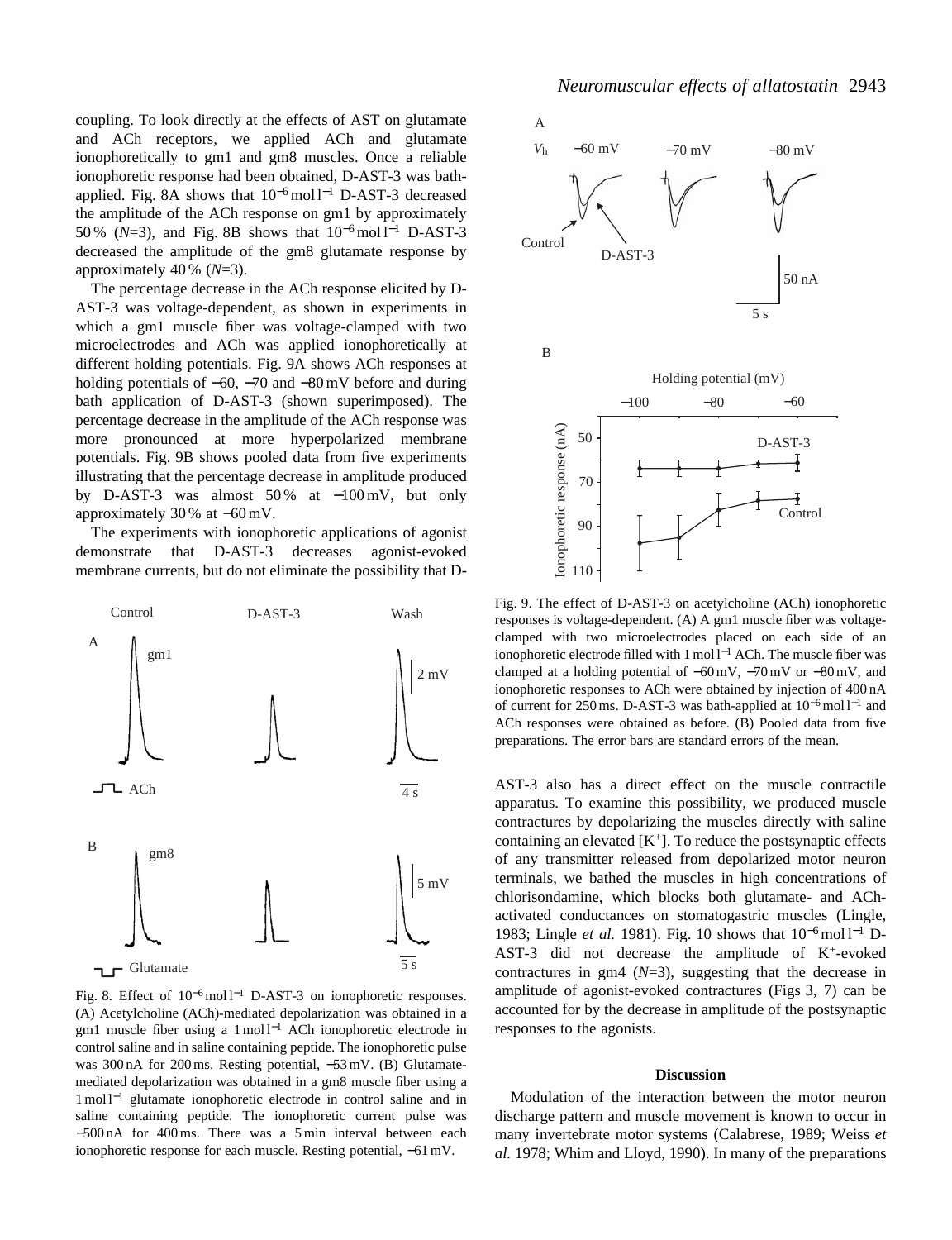coupling. To look directly at the effects of AST on glutamate and ACh receptors, we applied ACh and glutamate ionophoretically to gm1 and gm8 muscles. Once a reliable ionophoretic response had been obtained, D-AST-3 was bath-applied. Fig. 8A shows that $10^{-6}$ mol l$^{-1}$ D-AST-3 decreased the amplitude of the ACh response on gm1 by approximately 50 % (*N*=3), and Fig. 8B shows that $10^{-6}$ mol l$^{-1}$ D-AST-3 decreased the amplitude of the gm8 glutamate response by approximately 40 % (*N*=3).

The percentage decrease in the ACh response elicited by D-AST-3 was voltage-dependent, as shown in experiments in which a gm1 muscle fiber was voltage-clamped with two microelectrodes and ACh was applied ionophoretically at different holding potentials. Fig. 9A shows ACh responses at holding potentials of −60, −70 and −80 mV before and during bath application of D-AST-3 (shown superimposed). The percentage decrease in the amplitude of the ACh response was more pronounced at more hyperpolarized membrane potentials. Fig. 9B shows pooled data from five experiments illustrating that the percentage decrease in amplitude produced by D-AST-3 was almost 50 % at −100 mV, but only approximately 30 % at −60 mV.

The experiments with ionophoretic applications of agonist demonstrate that D-AST-3 decreases agonist-evoked membrane currents, but do not eliminate the possibility that D-AST-3 also has a direct effect on the muscle contractile apparatus. To examine this possibility, we produced muscle contractures by depolarizing the muscles directly with saline containing an elevated [K$^+$]. To reduce the postsynaptic effects of any transmitter released from depolarized motor neuron terminals, we bathed the muscles in high concentrations of chlorisondamine, which blocks both glutamate- and ACh-activated conductances on stomatogastric muscles (Lingle, 1983; Lingle *et al.* 1981). Fig. 10 shows that $10^{-6}$ mol l$^{-1}$ D-AST-3 did not decrease the amplitude of K$^+$-evoked contractures in gm4 (*N*=3), suggesting that the decrease in amplitude of agonist-evoked contractures (Figs 3, 7) can be accounted for by the decrease in amplitude of the postsynaptic responses to the agonists.

Fig. 8. Effect of $10^{-6}$ mol l$^{-1}$ D-AST-3 on ionophoretic responses. (A) Acetylcholine (ACh)-mediated depolarization was obtained in a gm1 muscle fiber using a 1 mol l$^{-1}$ ACh ionophoretic electrode in control saline and in saline containing peptide. The ionophoretic pulse was 300 nA for 200 ms. Resting potential, −53 mV. (B) Glutamate-mediated depolarization was obtained in a gm8 muscle fiber using a 1 mol l$^{-1}$ glutamate ionophoretic electrode in control saline and in saline containing peptide. The ionophoretic current pulse was −500 nA for 400 ms. There was a 5 min interval between each ionophoretic response for each muscle. Resting potential, −61 mV.

Fig. 9. The effect of D-AST-3 on acetylcholine (ACh) ionophoretic responses is voltage-dependent. (A) A gm1 muscle fiber was voltage-clamped with two microelectrodes placed on each side of an ionophoretic electrode filled with 1 mol l$^{-1}$ ACh. The muscle fiber was clamped at a holding potential of −60 mV, −70 mV or −80 mV, and ionophoretic responses to ACh were obtained by injection of 400 nA of current for 250 ms. D-AST-3 was bath-applied at $10^{-6}$ mol l$^{-1}$ and ACh responses were obtained as before. (B) Pooled data from five preparations. The error bars are standard errors of the mean.

## Discussion

Modulation of the interaction between the motor neuron discharge pattern and muscle movement is known to occur in many invertebrate motor systems (Calabrese, 1989; Weiss *et al.* 1978; Whim and Lloyd, 1990). In many of the preparations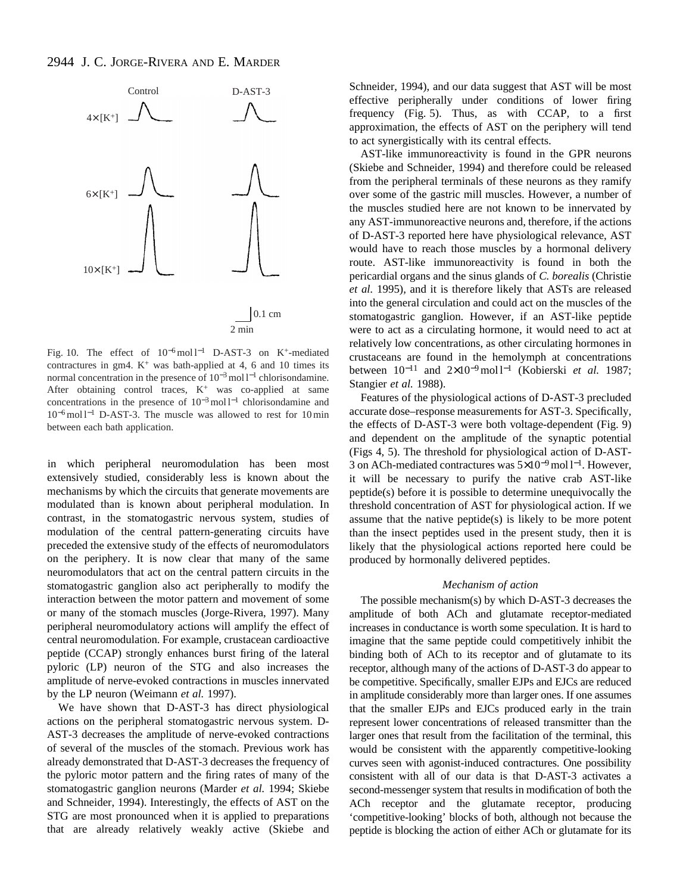Fig. 10. The effect of $10^{-6}$ mol l$^{-1}$ D-AST-3 on $K^+$-mediated contractures in gm4. $K^+$ was bath-applied at 4, 6 and 10 times its normal concentration in the presence of $10^{-3}$ mol l$^{-1}$ chlorisondamine. After obtaining control traces, $K^+$ was co-applied at same concentrations in the presence of $10^{-3}$ mol l$^{-1}$ chlorisondamine and $10^{-6}$ mol l$^{-1}$ D-AST-3. The muscle was allowed to rest for 10 min between each bath application.

in which peripheral neuromodulation has been most extensively studied, considerably less is known about the mechanisms by which the circuits that generate movements are modulated than is known about peripheral modulation. In contrast, in the stomatogastric nervous system, studies of modulation of the central pattern-generating circuits have preceded the extensive study of the effects of neuromodulators on the periphery. It is now clear that many of the same neuromodulators that act on the central pattern circuits in the stomatogastric ganglion also act peripherally to modify the interaction between the motor pattern and movement of some or many of the stomach muscles (Jorge-Rivera, 1997). Many peripheral neuromodulatory actions will amplify the effect of central neuromodulation. For example, crustacean cardioactive peptide (CCAP) strongly enhances burst firing of the lateral pyloric (LP) neuron of the STG and also increases the amplitude of nerve-evoked contractions in muscles innervated by the LP neuron (Weimann *et al.* 1997).

We have shown that D-AST-3 has direct physiological actions on the peripheral stomatogastric nervous system. D-AST-3 decreases the amplitude of nerve-evoked contractions of several of the muscles of the stomach. Previous work has already demonstrated that D-AST-3 decreases the frequency of the pyloric motor pattern and the firing rates of many of the stomatogastric ganglion neurons (Marder *et al.* 1994; Skiebe and Schneider, 1994). Interestingly, the effects of AST on the STG are most pronounced when it is applied to preparations that are already relatively weakly active (Skiebe and Schneider, 1994), and our data suggest that AST will be most effective peripherally under conditions of lower firing frequency (Fig. 5). Thus, as with CCAP, to a first approximation, the effects of AST on the periphery will tend to act synergistically with its central effects.

AST-like immunoreactivity is found in the GPR neurons (Skiebe and Schneider, 1994) and therefore could be released from the peripheral terminals of these neurons as they ramify over some of the gastric mill muscles. However, a number of the muscles studied here are not known to be innervated by any AST-immunoreactive neurons and, therefore, if the actions of D-AST-3 reported here have physiological relevance, AST would have to reach those muscles by a hormonal delivery route. AST-like immunoreactivity is found in both the pericardial organs and the sinus glands of *C. borealis* (Christie *et al.* 1995), and it is therefore likely that ASTs are released into the general circulation and could act on the muscles of the stomatogastric ganglion. However, if an AST-like peptide were to act as a circulating hormone, it would need to act at relatively low concentrations, as other circulating hormones in crustaceans are found in the hemolymph at concentrations between $10^{-11}$ and $2\times10^{-9}$ mol l$^{-1}$ (Kobierski *et al.* 1987; Stangier *et al.* 1988).

Features of the physiological actions of D-AST-3 precluded accurate dose–response measurements for AST-3. Specifically, the effects of D-AST-3 were both voltage-dependent (Fig. 9) and dependent on the amplitude of the synaptic potential (Figs 4, 5). The threshold for physiological action of D-AST-3 on ACh-mediated contractures was $5\times10^{-9}$ mol l$^{-1}$. However, it will be necessary to purify the native crab AST-like peptide(s) before it is possible to determine unequivocally the threshold concentration of AST for physiological action. If we assume that the native peptide(s) is likely to be more potent than the insect peptides used in the present study, then it is likely that the physiological actions reported here could be produced by hormonally delivered peptides.

### *Mechanism of action*

The possible mechanism(s) by which D-AST-3 decreases the amplitude of both ACh and glutamate receptor-mediated increases in conductance is worth some speculation. It is hard to imagine that the same peptide could competitively inhibit the binding both of ACh to its receptor and of glutamate to its receptor, although many of the actions of D-AST-3 do appear to be competitive. Specifically, smaller EJPs and EJCs are reduced in amplitude considerably more than larger ones. If one assumes that the smaller EJPs and EJCs produced early in the train represent lower concentrations of released transmitter than the larger ones that result from the facilitation of the terminal, this would be consistent with the apparently competitive-looking curves seen with agonist-induced contractures. One possibility consistent with all of our data is that D-AST-3 activates a second-messenger system that results in modification of both the ACh receptor and the glutamate receptor, producing 'competitive-looking' blocks of both, although not because the peptide is blocking the action of either ACh or glutamate for its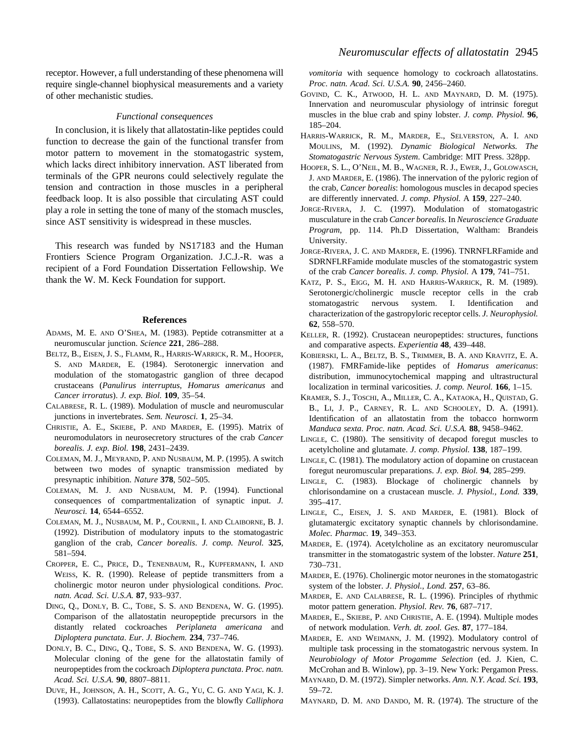receptor. However, a full understanding of these phenomena will require single-channel biophysical measurements and a variety of other mechanistic studies.

### *Functional consequences*

In conclusion, it is likely that allatostatin-like peptides could function to decrease the gain of the functional transfer from motor pattern to movement in the stomatogastric system, which lacks direct inhibitory innervation. AST liberated from terminals of the GPR neurons could selectively regulate the tension and contraction in those muscles in a peripheral feedback loop. It is also possible that circulating AST could play a role in setting the tone of many of the stomach muscles, since AST sensitivity is widespread in these muscles.

This research was funded by NS17183 and the Human Frontiers Science Program Organization. J.C.J.-R. was a recipient of a Ford Foundation Dissertation Fellowship. We thank the W. M. Keck Foundation for support.

## References

Adams, M. E. and O'Shea, M. (1983). Peptide cotransmitter at a neuromuscular junction. *Science* **221**, 286–288.

Beltz, B., Eisen, J. S., Flamm, R., Harris-Warrick, R. M., Hooper, S. and Marder, E. (1984). Serotonergic innervation and modulation of the stomatogastric ganglion of three decapod crustaceans (*Panulirus interruptus*, *Homarus americanus* and *Cancer irroratus*). *J. exp. Biol.* **109**, 35–54.

Calabrese, R. L. (1989). Modulation of muscle and neuromuscular junctions in invertebrates. *Sem. Neurosci.* **1**, 25–34.

Christie, A. E., Skiebe, P. and Marder, E. (1995). Matrix of neuromodulators in neurosecretory structures of the crab *Cancer borealis*. *J. exp. Biol.* **198**, 2431–2439.

Coleman, M. J., Meyrand, P. and Nusbaum, M. P. (1995). A switch between two modes of synaptic transmission mediated by presynaptic inhibition. *Nature* **378**, 502–505.

Coleman, M. J. and Nusbaum, M. P. (1994). Functional consequences of compartmentalization of synaptic input. *J. Neurosci.* **14**, 6544–6552.

Coleman, M. J., Nusbaum, M. P., Cournil, I. and Claiborne, B. J. (1992). Distribution of modulatory inputs to the stomatogastric ganglion of the crab, *Cancer borealis*. *J. comp. Neurol.* **325**, 581–594.

Cropper, E. C., Price, D., Tenenbaum, R., Kupfermann, I. and Weiss, K. R. (1990). Release of peptide transmitters from a cholinergic motor neuron under physiological conditions. *Proc. natn. Acad. Sci. U.S.A.* **87**, 933–937.

Ding, Q., Donly, B. C., Tobe, S. S. and Bendena, W. G. (1995). Comparison of the allatostatin neuropeptide precursors in the distantly related cockroaches *Periplaneta americana* and *Diploptera punctata*. *Eur. J. Biochem.* **234**, 737–746.

Donly, B. C., Ding, Q., Tobe, S. S. and Bendena, W. G. (1993). Molecular cloning of the gene for the allatostatin family of neuropeptides from the cockroach *Diploptera punctata*. *Proc. natn. Acad. Sci. U.S.A.* **90**, 8807–8811.

Duve, H., Johnson, A. H., Scott, A. G., Yu, C. G. and Yagi, K. J. (1993). Callatostatins: neuropeptides from the blowfly *Calliphora vomitoria* with sequence homology to cockroach allatostatins. *Proc. natn. Acad. Sci. U.S.A.* **90**, 2456–2460.

Govind, C. K., Atwood, H. L. and Maynard, D. M. (1975). Innervation and neuromuscular physiology of intrinsic foregut muscles in the blue crab and spiny lobster. *J. comp. Physiol.* **96**, 185–204.

Harris-Warrick, R. M., Marder, E., Selverston, A. I. and Moulins, M. (1992). *Dynamic Biological Networks. The Stomatogastric Nervous System*. Cambridge: MIT Press. 328pp.

Hooper, S. L., O'Neil, M. B., Wagner, R. J., Ewer, J., Golowasch, J. and Marder, E. (1986). The innervation of the pyloric region of the crab, *Cancer borealis*: homologous muscles in decapod species are differently innervated. *J. comp. Physiol.* A **159**, 227–240.

Jorge-Rivera, J. C. (1997). Modulation of stomatogastric musculature in the crab *Cancer borealis*. In *Neuroscience Graduate Program*, pp. 114. Ph.D Dissertation, Waltham: Brandeis University.

Jorge-Rivera, J. C. and Marder, E. (1996). TNRNFLRFamide and SDRNFLRFamide modulate muscles of the stomatogastric system of the crab *Cancer borealis*. *J. comp. Physiol.* A **179**, 741–751.

Katz, P. S., Eigg, M. H. and Harris-Warrick, R. M. (1989). Serotonergic/cholinergic muscle receptor cells in the crab stomatogastric nervous system. I. Identification and characterization of the gastropyloric receptor cells. *J. Neurophysiol.* **62**, 558–570.

Keller, R. (1992). Crustacean neuropeptides: structures, functions and comparative aspects. *Experientia* **48**, 439–448.

Kobierski, L. A., Beltz, B. S., Trimmer, B. A. and Kravitz, E. A. (1987). FMRFamide-like peptides of *Homarus americanus*: distribution, immunocytochemical mapping and ultrastructural localization in terminal varicosities. *J. comp. Neurol.* **166**, 1–15.

Kramer, S. J., Toschi, A., Miller, C. A., Kataoka, H., Quistad, G. B., Li, J. P., Carney, R. L. and Schooley, D. A. (1991). Identification of an allatostatin from the tobacco hornworm *Manduca sexta*. *Proc. natn. Acad. Sci. U.S.A.* **88**, 9458–9462.

Lingle, C. (1980). The sensitivity of decapod foregut muscles to acetylcholine and glutamate. *J. comp. Physiol.* **138**, 187–199.

Lingle, C. (1981). The modulatory action of dopamine on crustacean foregut neuromuscular preparations. *J. exp. Biol.* **94**, 285–299.

Lingle, C. (1983). Blockage of cholinergic channels by chlorisondamine on a crustacean muscle. *J. Physiol., Lond.* **339**, 395–417.

Lingle, C., Eisen, J. S. and Marder, E. (1981). Block of glutamatergic excitatory synaptic channels by chlorisondamine. *Molec. Pharmac.* **19**, 349–353.

Marder, E. (1974). Acetylcholine as an excitatory neuromuscular transmitter in the stomatogastric system of the lobster. *Nature* **251**, 730–731.

Marder, E. (1976). Cholinergic motor neurones in the stomatogastric system of the lobster. *J. Physiol., Lond.* **257**, 63–86.

Marder, E. and Calabrese, R. L. (1996). Principles of rhythmic motor pattern generation. *Physiol. Rev.* **76**, 687–717.

Marder, E., Skiebe, P. and Christie, A. E. (1994). Multiple modes of network modulation. *Verh. dt. zool. Ges.* **87**, 177–184.

Marder, E. and Weimann, J. M. (1992). Modulatory control of multiple task processing in the stomatogastric nervous system. In *Neurobiology of Motor Progamme Selection* (ed. J. Kien, C. McCrohan and B. Winlow), pp. 3–19. New York: Pergamon Press.

Maynard, D. M. (1972). Simpler networks. *Ann. N.Y. Acad. Sci.* **193**, 59–72.

Maynard, D. M. and Dando, M. R. (1974). The structure of the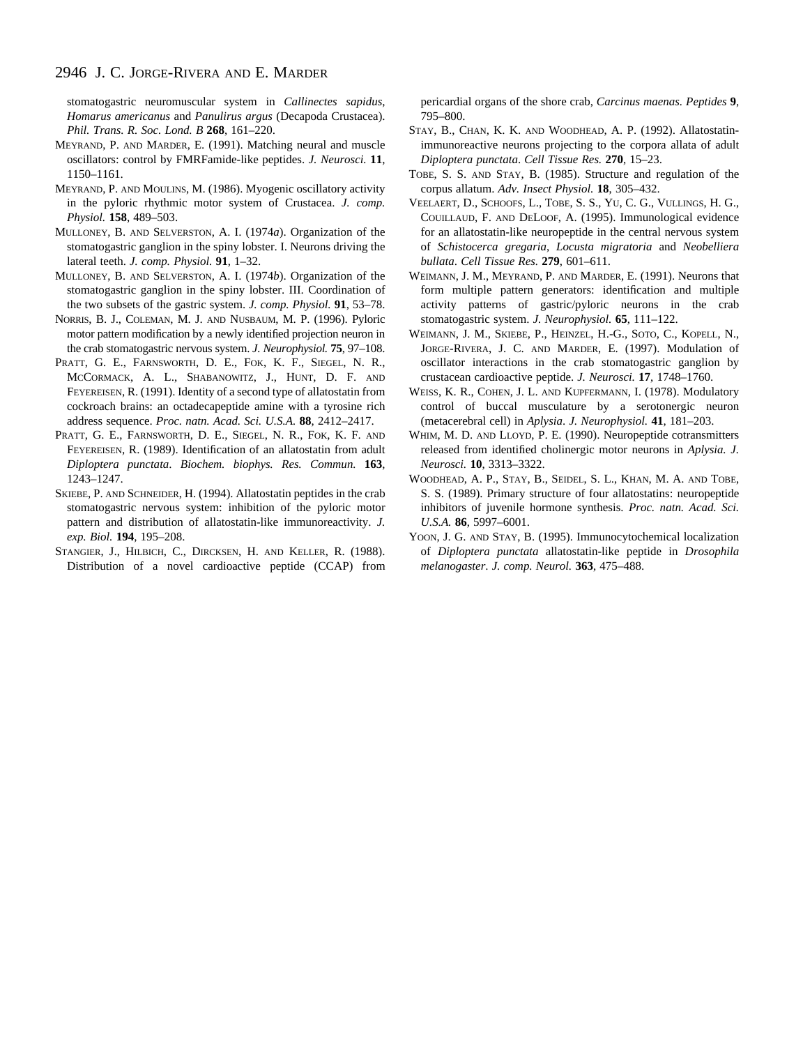stomatogastric neuromuscular system in *Callinectes sapidus*, *Homarus americanus* and *Panulirus argus* (Decapoda Crustacea). *Phil. Trans. R. Soc. Lond. B* **268**, 161–220.

MEYRAND, P. AND MARDER, E. (1991). Matching neural and muscle oscillators: control by FMRFamide-like peptides. *J. Neurosci.* **11**, 1150–1161.

MEYRAND, P. AND MOULINS, M. (1986). Myogenic oscillatory activity in the pyloric rhythmic motor system of Crustacea. *J. comp. Physiol.* **158**, 489–503.

MULLONEY, B. AND SELVERSTON, A. I. (1974*a*). Organization of the stomatogastric ganglion in the spiny lobster. I. Neurons driving the lateral teeth. *J. comp. Physiol.* **91**, 1–32.

MULLONEY, B. AND SELVERSTON, A. I. (1974*b*). Organization of the stomatogastric ganglion in the spiny lobster. III. Coordination of the two subsets of the gastric system. *J. comp. Physiol.* **91**, 53–78.

NORRIS, B. J., COLEMAN, M. J. AND NUSBAUM, M. P. (1996). Pyloric motor pattern modification by a newly identified projection neuron in the crab stomatogastric nervous system. *J. Neurophysiol.* **75**, 97–108.

PRATT, G. E., FARNSWORTH, D. E., FOK, K. F., SIEGEL, N. R., MCCORMACK, A. L., SHABANOWITZ, J., HUNT, D. F. AND FEYEREISEN, R. (1991). Identity of a second type of allatostatin from cockroach brains: an octadecapeptide amine with a tyrosine rich address sequence. *Proc. natn. Acad. Sci. U.S.A.* **88**, 2412–2417.

PRATT, G. E., FARNSWORTH, D. E., SIEGEL, N. R., FOK, K. F. AND FEYEREISEN, R. (1989). Identification of an allatostatin from adult *Diploptera punctata*. *Biochem. biophys. Res. Commun.* **163**, 1243–1247.

SKIEBE, P. AND SCHNEIDER, H. (1994). Allatostatin peptides in the crab stomatogastric nervous system: inhibition of the pyloric motor pattern and distribution of allatostatin-like immunoreactivity. *J. exp. Biol.* **194**, 195–208.

STANGIER, J., HILBICH, C., DIRCKSEN, H. AND KELLER, R. (1988). Distribution of a novel cardioactive peptide (CCAP) from pericardial organs of the shore crab, *Carcinus maenas*. *Peptides* **9**, 795–800.

STAY, B., CHAN, K. K. AND WOODHEAD, A. P. (1992). Allatostatin-immunoreactive neurons projecting to the corpora allata of adult *Diploptera punctata*. *Cell Tissue Res.* **270**, 15–23.

TOBE, S. S. AND STAY, B. (1985). Structure and regulation of the corpus allatum. *Adv. Insect Physiol.* **18**, 305–432.

VEELAERT, D., SCHOOFS, L., TOBE, S. S., YU, C. G., VULLINGS, H. G., COUILLAUD, F. AND DELOOF, A. (1995). Immunological evidence for an allatostatin-like neuropeptide in the central nervous system of *Schistocerca gregaria*, *Locusta migratoria* and *Neobelliera bullata*. *Cell Tissue Res.* **279**, 601–611.

WEIMANN, J. M., MEYRAND, P. AND MARDER, E. (1991). Neurons that form multiple pattern generators: identification and multiple activity patterns of gastric/pyloric neurons in the crab stomatogastric system. *J. Neurophysiol.* **65**, 111–122.

WEIMANN, J. M., SKIEBE, P., HEINZEL, H.-G., SOTO, C., KOPELL, N., JORGE-RIVERA, J. C. AND MARDER, E. (1997). Modulation of oscillator interactions in the crab stomatogastric ganglion by crustacean cardioactive peptide. *J. Neurosci.* **17**, 1748–1760.

WEISS, K. R., COHEN, J. L. AND KUPFERMANN, I. (1978). Modulatory control of buccal musculature by a serotonergic neuron (metacerebral cell) in *Aplysia*. *J. Neurophysiol.* **41**, 181–203.

WHIM, M. D. AND LLOYD, P. E. (1990). Neuropeptide cotransmitters released from identified cholinergic motor neurons in *Aplysia*. *J. Neurosci.* **10**, 3313–3322.

WOODHEAD, A. P., STAY, B., SEIDEL, S. L., KHAN, M. A. AND TOBE, S. S. (1989). Primary structure of four allatostatins: neuropeptide inhibitors of juvenile hormone synthesis. *Proc. natn. Acad. Sci. U.S.A.* **86**, 5997–6001.

YOON, J. G. AND STAY, B. (1995). Immunocytochemical localization of *Diploptera punctata* allatostatin-like peptide in *Drosophila melanogaster*. *J. comp. Neurol.* **363**, 475–488.